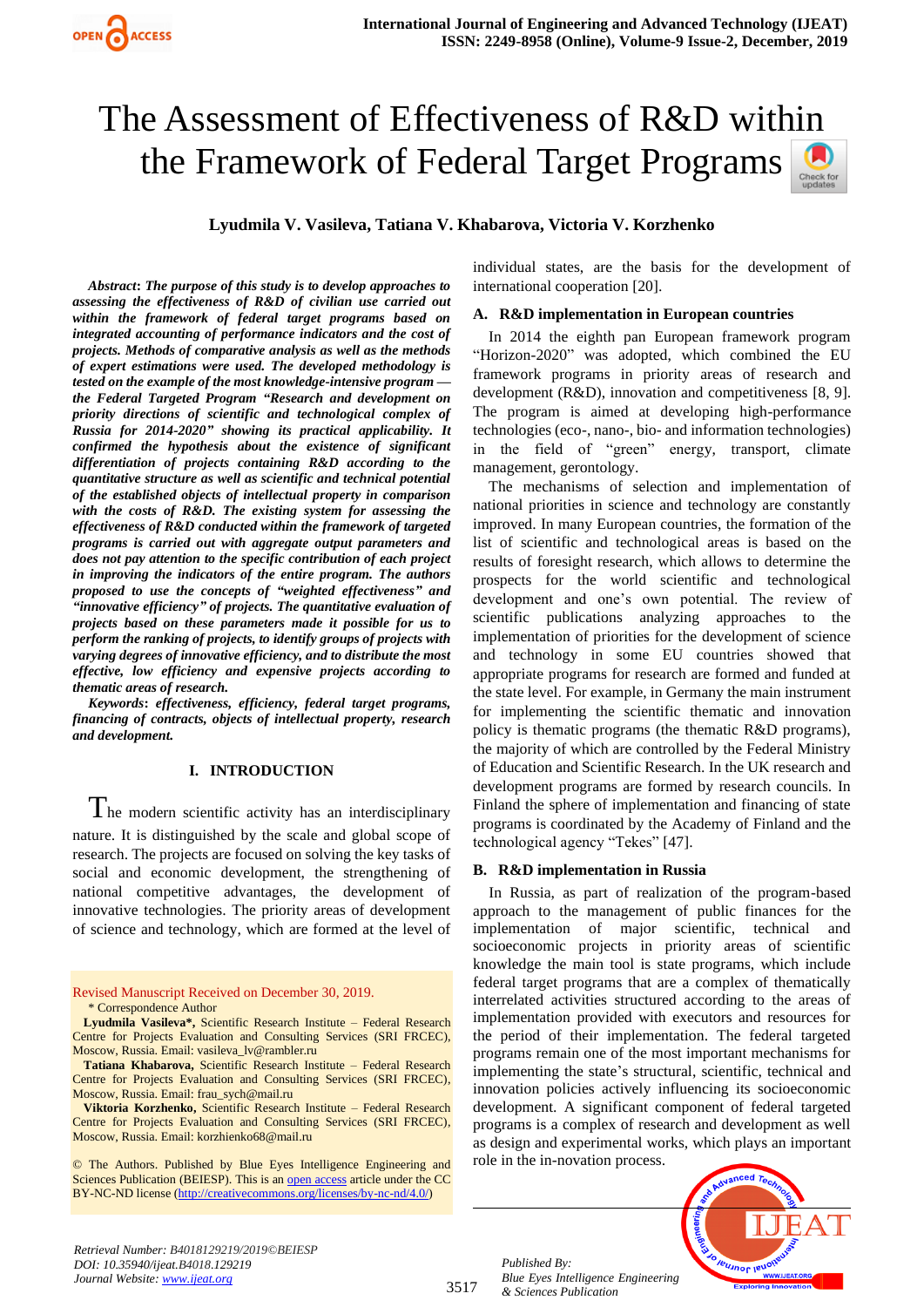# The Assessment of Effectiveness of R&D within the Framework of Federal Target Programs

**Lyudmila V. Vasileva, Tatiana V. Khabarova, Victoria V. Korzhenko**

***Abstract*: *The purpose of this study is to develop approaches to assessing the effectiveness of R&D of civilian use carried out within the framework of federal target programs based on integrated accounting of performance indicators and the cost of projects. Methods of comparative analysis as well as the methods of expert estimations were used. The developed methodology is tested on the example of the most knowledge-intensive program — the Federal Targeted Program "Research and development on priority directions of scientific and technological complex of Russia for 2014-2020" showing its practical applicability. It confirmed the hypothesis about the existence of significant differentiation of projects containing R&D according to the quantitative structure as well as scientific and technical potential of the established objects of intellectual property in comparison with the costs of R&D. The existing system for assessing the effectiveness of R&D conducted within the framework of targeted programs is carried out with aggregate output parameters and does not pay attention to the specific contribution of each project in improving the indicators of the entire program. The authors proposed to use the concepts of "weighted effectiveness" and "innovative efficiency" of projects. The quantitative evaluation of projects based on these parameters made it possible for us to perform the ranking of projects, to identify groups of projects with varying degrees of innovative efficiency, and to distribute the most effective, low efficiency and expensive projects according to thematic areas of research.***

***Keywords*: *effectiveness, efficiency, federal target programs, financing of contracts, objects of intellectual property, research and development.***

## I. INTRODUCTION

The modern scientific activity has an interdisciplinary nature. It is distinguished by the scale and global scope of research. The projects are focused on solving the key tasks of social and economic development, the strengthening of national competitive advantages, the development of innovative technologies. The priority areas of development of science and technology, which are formed at the level of individual states, are the basis for the development of international cooperation [20].

### A. R&D implementation in European countries

In 2014 the eighth pan European framework program "Horizon-2020" was adopted, which combined the EU framework programs in priority areas of research and development (R&D), innovation and competitiveness [8, 9]. The program is aimed at developing high-performance technologies (eco-, nano-, bio- and information technologies) in the field of "green" energy, transport, climate management, gerontology.

The mechanisms of selection and implementation of national priorities in science and technology are constantly improved. In many European countries, the formation of the list of scientific and technological areas is based on the results of foresight research, which allows to determine the prospects for the world scientific and technological development and one's own potential. The review of scientific publications analyzing approaches to the implementation of priorities for the development of science and technology in some EU countries showed that appropriate programs for research are formed and funded at the state level. For example, in Germany the main instrument for implementing the scientific thematic and innovation policy is thematic programs (the thematic R&D programs), the majority of which are controlled by the Federal Ministry of Education and Scientific Research. In the UK research and development programs are formed by research councils. In Finland the sphere of implementation and financing of state programs is coordinated by the Academy of Finland and the technological agency "Tekes" [47].

### B. R&D implementation in Russia

In Russia, as part of realization of the program-based approach to the management of public finances for the implementation of major scientific, technical and socioeconomic projects in priority areas of scientific knowledge the main tool is state programs, which include federal target programs that are a complex of thematically interrelated activities structured according to the areas of implementation provided with executors and resources for the period of their implementation. The federal targeted programs remain one of the most important mechanisms for implementing the state's structural, scientific, technical and innovation policies actively influencing its socioeconomic development. A significant component of federal targeted programs is a complex of research and development as well as design and experimental works, which plays an important role in the in-novation process.

Revised Manuscript Received on December 30, 2019.

\* Correspondence Author

**Lyudmila Vasileva\***, Scientific Research Institute – Federal Research Centre for Projects Evaluation and Consulting Services (SRI FRCEC), Moscow, Russia. Email: vasileva_lv@rambler.ru

**Tatiana Khabarova**, Scientific Research Institute – Federal Research Centre for Projects Evaluation and Consulting Services (SRI FRCEC), Moscow, Russia. Email: frau_sych@mail.ru

**Viktoria Korzhenko**, Scientific Research Institute – Federal Research Centre for Projects Evaluation and Consulting Services (SRI FRCEC), Moscow, Russia. Email: korzhienko68@mail.ru

© The Authors. Published by Blue Eyes Intelligence Engineering and Sciences Publication (BEIESP). This is an open access article under the CC BY-NC-ND license (http://creativecommons.org/licenses/by-nc-nd/4.0/)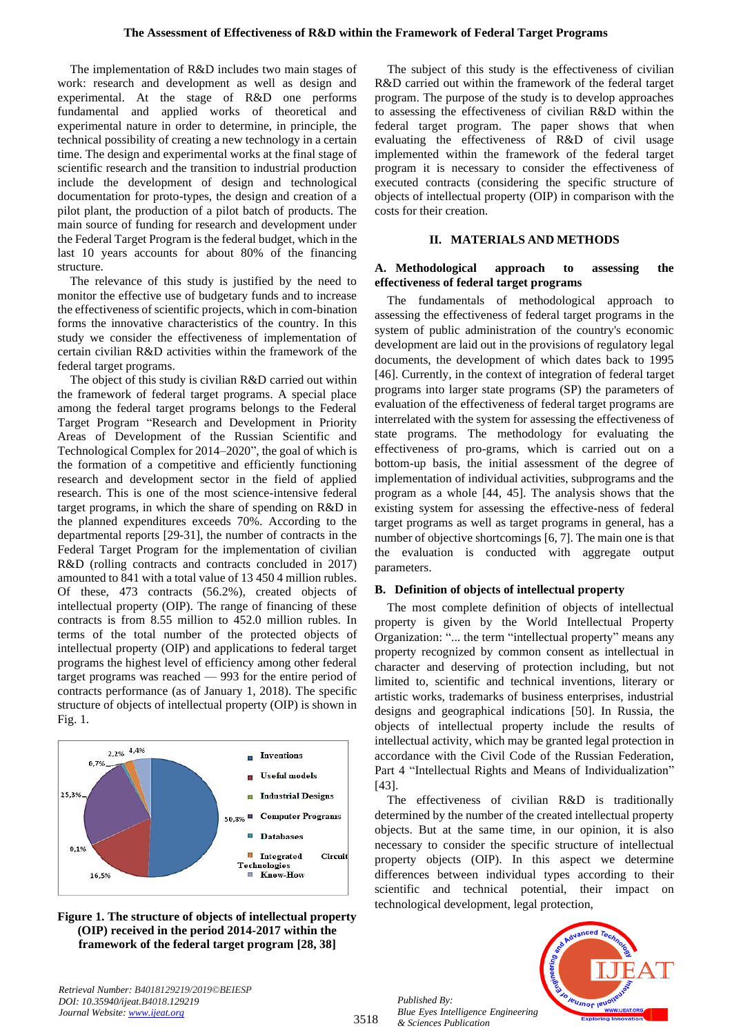The implementation of R&D includes two main stages of work: research and development as well as design and experimental. At the stage of R&D one performs fundamental and applied works of theoretical and experimental nature in order to determine, in principle, the technical possibility of creating a new technology in a certain time. The design and experimental works at the final stage of scientific research and the transition to industrial production include the development of design and technological documentation for proto-types, the design and creation of a pilot plant, the production of a pilot batch of products. The main source of funding for research and development under the Federal Target Program is the federal budget, which in the last 10 years accounts for about 80% of the financing structure.

The relevance of this study is justified by the need to monitor the effective use of budgetary funds and to increase the effectiveness of scientific projects, which in com-bination forms the innovative characteristics of the country. In this study we consider the effectiveness of implementation of certain civilian R&D activities within the framework of the federal target programs.

The object of this study is civilian R&D carried out within the framework of federal target programs. A special place among the federal target programs belongs to the Federal Target Program "Research and Development in Priority Areas of Development of the Russian Scientific and Technological Complex for 2014–2020", the goal of which is the formation of a competitive and efficiently functioning research and development sector in the field of applied research. This is one of the most science-intensive federal target programs, in which the share of spending on R&D in the planned expenditures exceeds 70%. According to the departmental reports [29-31], the number of contracts in the Federal Target Program for the implementation of civilian R&D (rolling contracts and contracts concluded in 2017) amounted to 841 with a total value of 13 450.4 million rubles. Of these, 473 contracts (56.2%), created objects of intellectual property (OIP). The range of financing of these contracts is from 8.55 million to 452.0 million rubles. In terms of the total number of the protected objects of intellectual property (OIP) and applications to federal target programs the highest level of efficiency among other federal target programs was reached — 993 for the entire period of contracts performance (as of January 1, 2018). The specific structure of objects of intellectual property (OIP) is shown in Fig. 1.

**Figure 1. The structure of objects of intellectual property (OIP) received in the period 2014-2017 within the framework of the federal target program [28, 38]**

The subject of this study is the effectiveness of civilian R&D carried out within the framework of the federal target program. The purpose of the study is to develop approaches to assessing the effectiveness of civilian R&D within the federal target program. The paper shows that when evaluating the effectiveness of R&D of civil usage implemented within the framework of the federal target program it is necessary to consider the effectiveness of executed contracts (considering the specific structure of objects of intellectual property (OIP) in comparison with the costs for their creation.

## II. MATERIALS AND METHODS

### A. Methodological approach to assessing the effectiveness of federal target programs

The fundamentals of methodological approach to assessing the effectiveness of federal target programs in the system of public administration of the country's economic development are laid out in the provisions of regulatory legal documents, the development of which dates back to 1995 [46]. Currently, in the context of integration of federal target programs into larger state programs (SP) the parameters of evaluation of the effectiveness of federal target programs are interrelated with the system for assessing the effectiveness of state programs. The methodology for evaluating the effectiveness of pro-grams, which is carried out on a bottom-up basis, the initial assessment of the degree of implementation of individual activities, subprograms and the program as a whole [44, 45]. The analysis shows that the existing system for assessing the effective-ness of federal target programs as well as target programs in general, has a number of objective shortcomings [6, 7]. The main one is that the evaluation is conducted with aggregate output parameters.

### B. Definition of objects of intellectual property

The most complete definition of objects of intellectual property is given by the World Intellectual Property Organization: "... the term "intellectual property" means any property recognized by common consent as intellectual in character and deserving of protection including, but not limited to, scientific and technical inventions, literary or artistic works, trademarks of business enterprises, industrial designs and geographical indications [50]. In Russia, the objects of intellectual property include the results of intellectual activity, which may be granted legal protection in accordance with the Civil Code of the Russian Federation, Part 4 "Intellectual Rights and Means of Individualization" [43].

The effectiveness of civilian R&D is traditionally determined by the number of the created intellectual property objects. But at the same time, in our opinion, it is also necessary to consider the specific structure of intellectual property objects (OIP). In this aspect we determine differences between individual types according to their scientific and technical potential, their impact on technological development, legal protection,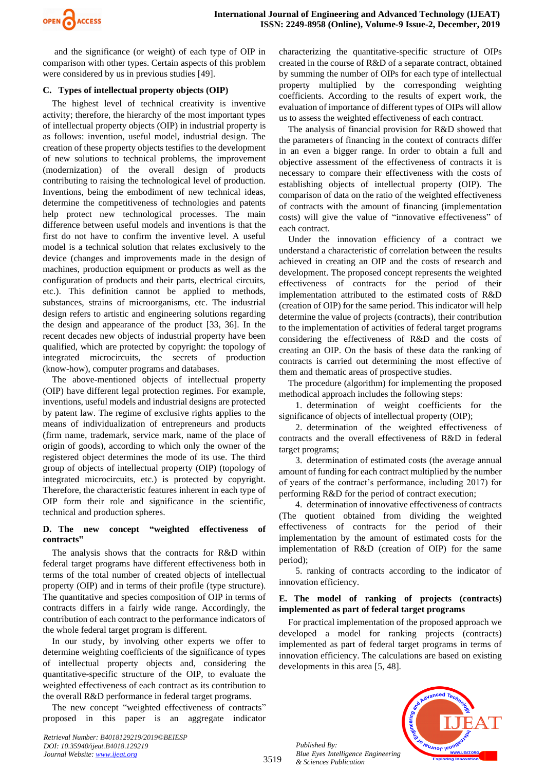and the significance (or weight) of each type of OIP in comparison with other types. Certain aspects of this problem were considered by us in previous studies [49].

### C. Types of intellectual property objects (OIP)

The highest level of technical creativity is inventive activity; therefore, the hierarchy of the most important types of intellectual property objects (OIP) in industrial property is as follows: invention, useful model, industrial design. The creation of these property objects testifies to the development of new solutions to technical problems, the improvement (modernization) of the overall design of products contributing to raising the technological level of production. Inventions, being the embodiment of new technical ideas, determine the competitiveness of technologies and patents help protect new technological processes. The main difference between useful models and inventions is that the first do not have to confirm the inventive level. A useful model is a technical solution that relates exclusively to the device (changes and improvements made in the design of machines, production equipment or products as well as the configuration of products and their parts, electrical circuits, etc.). This definition cannot be applied to methods, substances, strains of microorganisms, etc. The industrial design refers to artistic and engineering solutions regarding the design and appearance of the product [33, 36]. In the recent decades new objects of industrial property have been qualified, which are protected by copyright: the topology of integrated microcircuits, the secrets of production (know-how), computer programs and databases.

The above-mentioned objects of intellectual property (OIP) have different legal protection regimes. For example, inventions, useful models and industrial designs are protected by patent law. The regime of exclusive rights applies to the means of individualization of entrepreneurs and products (firm name, trademark, service mark, name of the place of origin of goods), according to which only the owner of the registered object determines the mode of its use. The third group of objects of intellectual property (OIP) (topology of integrated microcircuits, etc.) is protected by copyright. Therefore, the characteristic features inherent in each type of OIP form their role and significance in the scientific, technical and production spheres.

### D. The new concept "weighted effectiveness of contracts"

The analysis shows that the contracts for R&D within federal target programs have different effectiveness both in terms of the total number of created objects of intellectual property (OIP) and in terms of their profile (type structure). The quantitative and species composition of OIP in terms of contracts differs in a fairly wide range. Accordingly, the contribution of each contract to the performance indicators of the whole federal target program is different.

In our study, by involving other experts we offer to determine weighting coefficients of the significance of types of intellectual property objects and, considering the quantitative-specific structure of the OIP, to evaluate the weighted effectiveness of each contract as its contribution to the overall R&D performance in federal target programs.

The new concept "weighted effectiveness of contracts" proposed in this paper is an aggregate indicator characterizing the quantitative-specific structure of OIPs created in the course of R&D of a separate contract, obtained by summing the number of OIPs for each type of intellectual property multiplied by the corresponding weighting coefficients. According to the results of expert work, the evaluation of importance of different types of OIPs will allow us to assess the weighted effectiveness of each contract.

The analysis of financial provision for R&D showed that the parameters of financing in the context of contracts differ in an even a bigger range. In order to obtain a full and objective assessment of the effectiveness of contracts it is necessary to compare their effectiveness with the costs of establishing objects of intellectual property (OIP). The comparison of data on the ratio of the weighted effectiveness of contracts with the amount of financing (implementation costs) will give the value of "innovative effectiveness" of each contract.

Under the innovation efficiency of a contract we understand a characteristic of correlation between the results achieved in creating an OIP and the costs of research and development. The proposed concept represents the weighted effectiveness of contracts for the period of their implementation attributed to the estimated costs of R&D (creation of OIP) for the same period. This indicator will help determine the value of projects (contracts), their contribution to the implementation of activities of federal target programs considering the effectiveness of R&D and the costs of creating an OIP. On the basis of these data the ranking of contracts is carried out determining the most effective of them and thematic areas of prospective studies.

The procedure (algorithm) for implementing the proposed methodical approach includes the following steps:

1. determination of weight coefficients for the significance of objects of intellectual property (OIP);
2. determination of the weighted effectiveness of contracts and the overall effectiveness of R&D in federal target programs;
3. determination of estimated costs (the average annual amount of funding for each contract multiplied by the number of years of the contract's performance, including 2017) for performing R&D for the period of contract execution;
4. determination of innovative effectiveness of contracts (The quotient obtained from dividing the weighted effectiveness of contracts for the period of their implementation by the amount of estimated costs for the implementation of R&D (creation of OIP) for the same period);
5. ranking of contracts according to the indicator of innovation efficiency.

### E. The model of ranking of projects (contracts) implemented as part of federal target programs

For practical implementation of the proposed approach we developed a model for ranking projects (contracts) implemented as part of federal target programs in terms of innovation efficiency. The calculations are based on existing developments in this area [5, 48].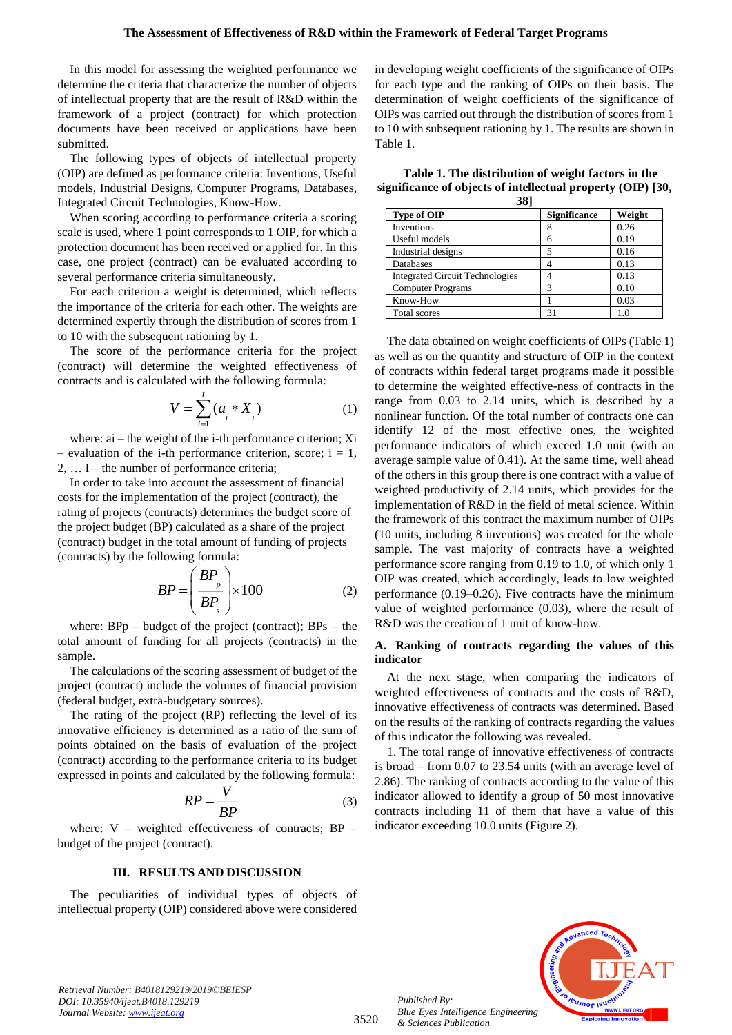In this model for assessing the weighted performance we determine the criteria that characterize the number of objects of intellectual property that are the result of R&D within the framework of a project (contract) for which protection documents have been received or applications have been submitted.

The following types of objects of intellectual property (OIP) are defined as performance criteria: Inventions, Useful models, Industrial Designs, Computer Programs, Databases, Integrated Circuit Technologies, Know-How.

When scoring according to performance criteria a scoring scale is used, where 1 point corresponds to 1 OIP, for which a protection document has been received or applied for. In this case, one project (contract) can be evaluated according to several performance criteria simultaneously.

For each criterion a weight is determined, which reflects the importance of the criteria for each other. The weights are determined expertly through the distribution of scores from 1 to 10 with the subsequent rationing by 1.

The score of the performance criteria for the project (contract) will determine the weighted effectiveness of contracts and is calculated with the following formula:

$$V = \sum_{i=1}^{I} (a_i * X_i) \qquad (1)$$

where: ai – the weight of the i-th performance criterion; Xi – evaluation of the i-th performance criterion, score; i = 1, 2, … I – the number of performance criteria;

In order to take into account the assessment of financial costs for the implementation of the project (contract), the rating of projects (contracts) determines the budget score of the project budget (BP) calculated as a share of the project (contract) budget in the total amount of funding of projects (contracts) by the following formula:

$$BP = \left( \frac{BP_p}{BP_s} \right) \times 100 \qquad (2)$$

where: BPp – budget of the project (contract); BPs – the total amount of funding for all projects (contracts) in the sample.

The calculations of the scoring assessment of budget of the project (contract) include the volumes of financial provision (federal budget, extra-budgetary sources).

The rating of the project (RP) reflecting the level of its innovative efficiency is determined as a ratio of the sum of points obtained on the basis of evaluation of the project (contract) according to the performance criteria to its budget expressed in points and calculated by the following formula:

$$RP = \frac{V}{BP} \qquad (3)$$

where: V – weighted effectiveness of contracts; BP – budget of the project (contract).

## III. RESULTS AND DISCUSSION

The peculiarities of individual types of objects of intellectual property (OIP) considered above were considered in developing weight coefficients of the significance of OIPs for each type and the ranking of OIPs on their basis. The determination of weight coefficients of the significance of OIPs was carried out through the distribution of scores from 1 to 10 with subsequent rationing by 1. The results are shown in Table 1.

**Table 1. The distribution of weight factors in the significance of objects of intellectual property (OIP) [30, 38]**

| Type of OIP | Significance | Weight |
|---|---|---|
| Inventions | 8 | 0.26 |
| Useful models | 6 | 0.19 |
| Industrial designs | 5 | 0.16 |
| Databases | 4 | 0.13 |
| Integrated Circuit Technologies | 4 | 0.13 |
| Computer Programs | 3 | 0.10 |
| Know-How | 1 | 0.03 |
| Total scores | 31 | 1.0 |

The data obtained on weight coefficients of OIPs (Table 1) as well as on the quantity and structure of OIP in the context of contracts within federal target programs made it possible to determine the weighted effective-ness of contracts in the range from 0.03 to 2.14 units, which is described by a nonlinear function. Of the total number of contracts one can identify 12 of the most effective ones, the weighted performance indicators of which exceed 1.0 unit (with an average sample value of 0.41). At the same time, well ahead of the others in this group there is one contract with a value of weighted productivity of 2.14 units, which provides for the implementation of R&D in the field of metal science. Within the framework of this contract the maximum number of OIPs (10 units, including 8 inventions) was created for the whole sample. The vast majority of contracts have a weighted performance score ranging from 0.19 to 1.0, of which only 1 OIP was created, which accordingly, leads to low weighted performance (0.19–0.26). Five contracts have the minimum value of weighted performance (0.03), where the result of R&D was the creation of 1 unit of know-how.

### A. Ranking of contracts regarding the values of this indicator

At the next stage, when comparing the indicators of weighted effectiveness of contracts and the costs of R&D, innovative effectiveness of contracts was determined. Based on the results of the ranking of contracts regarding the values of this indicator the following was revealed.

1. The total range of innovative effectiveness of contracts is broad – from 0.07 to 23.54 units (with an average level of 2.86). The ranking of contracts according to the value of this indicator allowed to identify a group of 50 most innovative contracts including 11 of them that have a value of this indicator exceeding 10.0 units (Figure 2).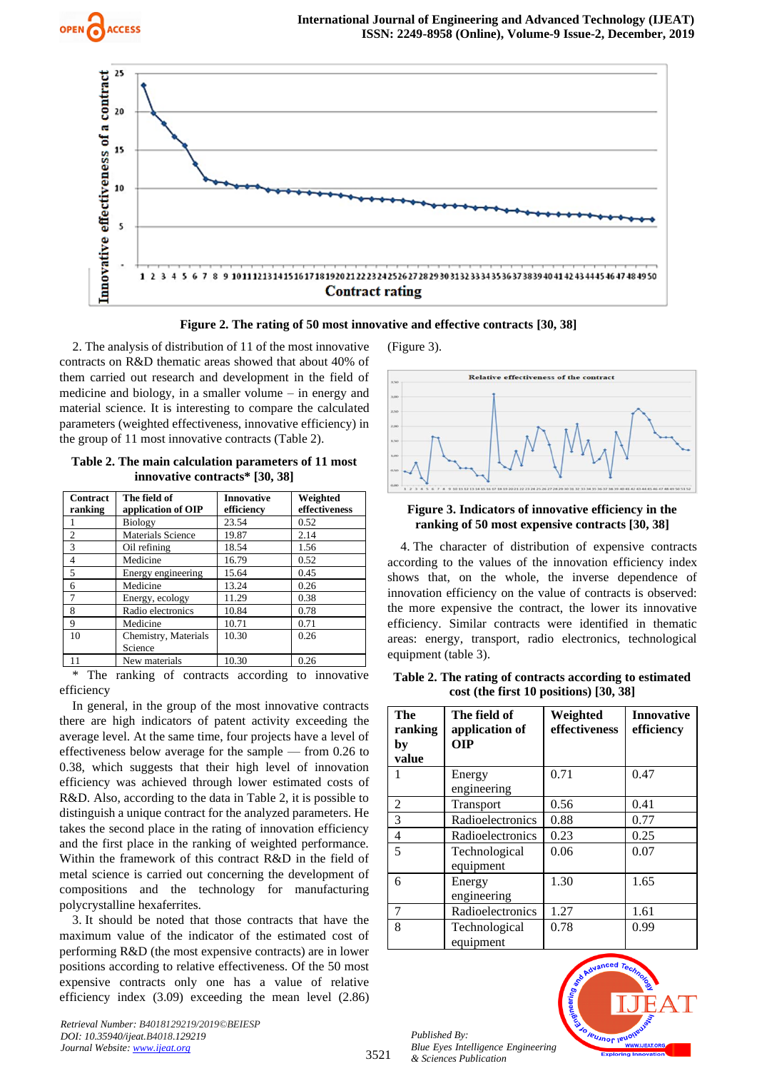**Figure 2. The rating of 50 most innovative and effective contracts [30, 38]**

2. The analysis of distribution of 11 of the most innovative contracts on R&D thematic areas showed that about 40% of them carried out research and development in the field of medicine and biology, in a smaller volume – in energy and material science. It is interesting to compare the calculated parameters (weighted effectiveness, innovative efficiency) in the group of 11 most innovative contracts (Table 2).

**Table 2. The main calculation parameters of 11 most innovative contracts* [30, 38]**

| Contract ranking | The field of application of OIP | Innovative efficiency | Weighted effectiveness |
|---|---|---|---|
| 1 | Biology | 23.54 | 0.52 |
| 2 | Materials Science | 19.87 | 2.14 |
| 3 | Oil refining | 18.54 | 1.56 |
| 4 | Medicine | 16.79 | 0.52 |
| 5 | Energy engineering | 15.64 | 0.45 |
| 6 | Medicine | 13.24 | 0.26 |
| 7 | Energy, ecology | 11.29 | 0.38 |
| 8 | Radio electronics | 10.84 | 0.78 |
| 9 | Medicine | 10.71 | 0.71 |
| 10 | Chemistry, Materials Science | 10.30 | 0.26 |
| 11 | New materials | 10.30 | 0.26 |

\* The ranking of contracts according to innovative efficiency

In general, in the group of the most innovative contracts there are high indicators of patent activity exceeding the average level. At the same time, four projects have a level of effectiveness below average for the sample — from 0.26 to 0.38, which suggests that their high level of innovation efficiency was achieved through lower estimated costs of R&D. Also, according to the data in Table 2, it is possible to distinguish a unique contract for the analyzed parameters. He takes the second place in the rating of innovation efficiency and the first place in the ranking of weighted performance. Within the framework of this contract R&D in the field of metal science is carried out concerning the development of compositions and the technology for manufacturing polycrystalline hexaferrites.

3. It should be noted that those contracts that have the maximum value of the indicator of the estimated cost of performing R&D (the most expensive contracts) are in lower positions according to relative effectiveness. Of the 50 most expensive contracts only one has a value of relative efficiency index (3.09) exceeding the mean level (2.86) (Figure 3).

**Figure 3. Indicators of innovative efficiency in the ranking of 50 most expensive contracts [30, 38]**

4. The character of distribution of expensive contracts according to the values of the innovation efficiency index shows that, on the whole, the inverse dependence of innovation efficiency on the value of contracts is observed: the more expensive the contract, the lower its innovative efficiency. Similar contracts were identified in thematic areas: energy, transport, radio electronics, technological equipment (table 3).

**Table 2. The rating of contracts according to estimated cost (the first 10 positions) [30, 38]**

| The ranking by value | The field of application of OIP | Weighted effectiveness | Innovative efficiency |
|---|---|---|---|
| 1 | Energy engineering | 0.71 | 0.47 |
| 2 | Transport | 0.56 | 0.41 |
| 3 | Radioelectronics | 0.88 | 0.77 |
| 4 | Radioelectronics | 0.23 | 0.25 |
| 5 | Technological equipment | 0.06 | 0.07 |
| 6 | Energy engineering | 1.30 | 1.65 |
| 7 | Radioelectronics | 1.27 | 1.61 |
| 8 | Technological equipment | 0.78 | 0.99 |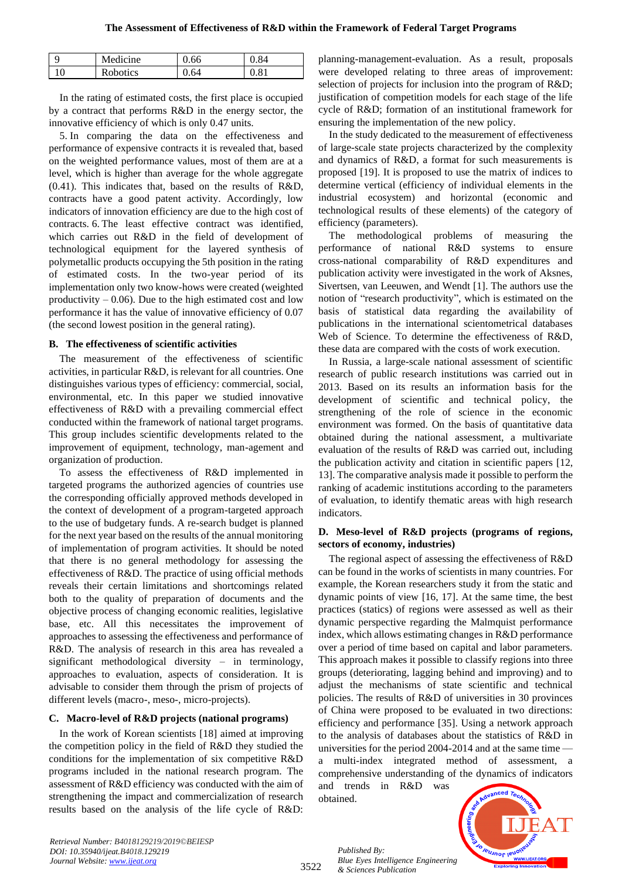| 9 | Medicine | 0.66 | 0.84 |
|---|---|---|---|
| 10 | Robotics | 0.64 | 0.81 |

In the rating of estimated costs, the first place is occupied by a contract that performs R&D in the energy sector, the innovative efficiency of which is only 0.47 units.

5. In comparing the data on the effectiveness and performance of expensive contracts it is revealed that, based on the weighted performance values, most of them are at a level, which is higher than average for the whole aggregate (0.41). This indicates that, based on the results of R&D, contracts have a good patent activity. Accordingly, low indicators of innovation efficiency are due to the high cost of contracts. 6. The least effective contract was identified, which carries out R&D in the field of development of technological equipment for the layered synthesis of polymetallic products occupying the 5th position in the rating of estimated costs. In the two-year period of its implementation only two know-hows were created (weighted productivity – 0.06). Due to the high estimated cost and low performance it has the value of innovative efficiency of 0.07 (the second lowest position in the general rating).

### B. The effectiveness of scientific activities

The measurement of the effectiveness of scientific activities, in particular R&D, is relevant for all countries. One distinguishes various types of efficiency: commercial, social, environmental, etc. In this paper we studied innovative effectiveness of R&D with a prevailing commercial effect conducted within the framework of national target programs. This group includes scientific developments related to the improvement of equipment, technology, man-agement and organization of production.

To assess the effectiveness of R&D implemented in targeted programs the authorized agencies of countries use the corresponding officially approved methods developed in the context of development of a program-targeted approach to the use of budgetary funds. A re-search budget is planned for the next year based on the results of the annual monitoring of implementation of program activities. It should be noted that there is no general methodology for assessing the effectiveness of R&D. The practice of using official methods reveals their certain limitations and shortcomings related both to the quality of preparation of documents and the objective process of changing economic realities, legislative base, etc. All this necessitates the improvement of approaches to assessing the effectiveness and performance of R&D. The analysis of research in this area has revealed a significant methodological diversity – in terminology, approaches to evaluation, aspects of consideration. It is advisable to consider them through the prism of projects of different levels (macro-, meso-, micro-projects).

### C. Macro-level of R&D projects (national programs)

In the work of Korean scientists [18] aimed at improving the competition policy in the field of R&D they studied the conditions for the implementation of six competitive R&D programs included in the national research program. The assessment of R&D efficiency was conducted with the aim of strengthening the impact and commercialization of research results based on the analysis of the life cycle of R&D: planning-management-evaluation. As a result, proposals were developed relating to three areas of improvement: selection of projects for inclusion into the program of R&D; justification of competition models for each stage of the life cycle of R&D; formation of an institutional framework for ensuring the implementation of the new policy.

In the study dedicated to the measurement of effectiveness of large-scale state projects characterized by the complexity and dynamics of R&D, a format for such measurements is proposed [19]. It is proposed to use the matrix of indices to determine vertical (efficiency of individual elements in the industrial ecosystem) and horizontal (economic and technological results of these elements) of the category of efficiency (parameters).

The methodological problems of measuring the performance of national R&D systems to ensure cross-national comparability of R&D expenditures and publication activity were investigated in the work of Aksnes, Sivertsen, van Leeuwen, and Wendt [1]. The authors use the notion of "research productivity", which is estimated on the basis of statistical data regarding the availability of publications in the international scientometrical databases Web of Science. To determine the effectiveness of R&D, these data are compared with the costs of work execution.

In Russia, a large-scale national assessment of scientific research of public research institutions was carried out in 2013. Based on its results an information basis for the development of scientific and technical policy, the strengthening of the role of science in the economic environment was formed. On the basis of quantitative data obtained during the national assessment, a multivariate evaluation of the results of R&D was carried out, including the publication activity and citation in scientific papers [12, 13]. The comparative analysis made it possible to perform the ranking of academic institutions according to the parameters of evaluation, to identify thematic areas with high research indicators.

### D. Meso-level of R&D projects (programs of regions, sectors of economy, industries)

The regional aspect of assessing the effectiveness of R&D can be found in the works of scientists in many countries. For example, the Korean researchers study it from the static and dynamic points of view [16, 17]. At the same time, the best practices (statics) of regions were assessed as well as their dynamic perspective regarding the Malmquist performance index, which allows estimating changes in R&D performance over a period of time based on capital and labor parameters. This approach makes it possible to classify regions into three groups (deteriorating, lagging behind and improving) and to adjust the mechanisms of state scientific and technical policies. The results of R&D of universities in 30 provinces of China were proposed to be evaluated in two directions: efficiency and performance [35]. Using a network approach to the analysis of databases about the statistics of R&D in universities for the period 2004-2014 and at the same time — a multi-index integrated method of assessment, a comprehensive understanding of the dynamics of indicators and trends in R&D was obtained.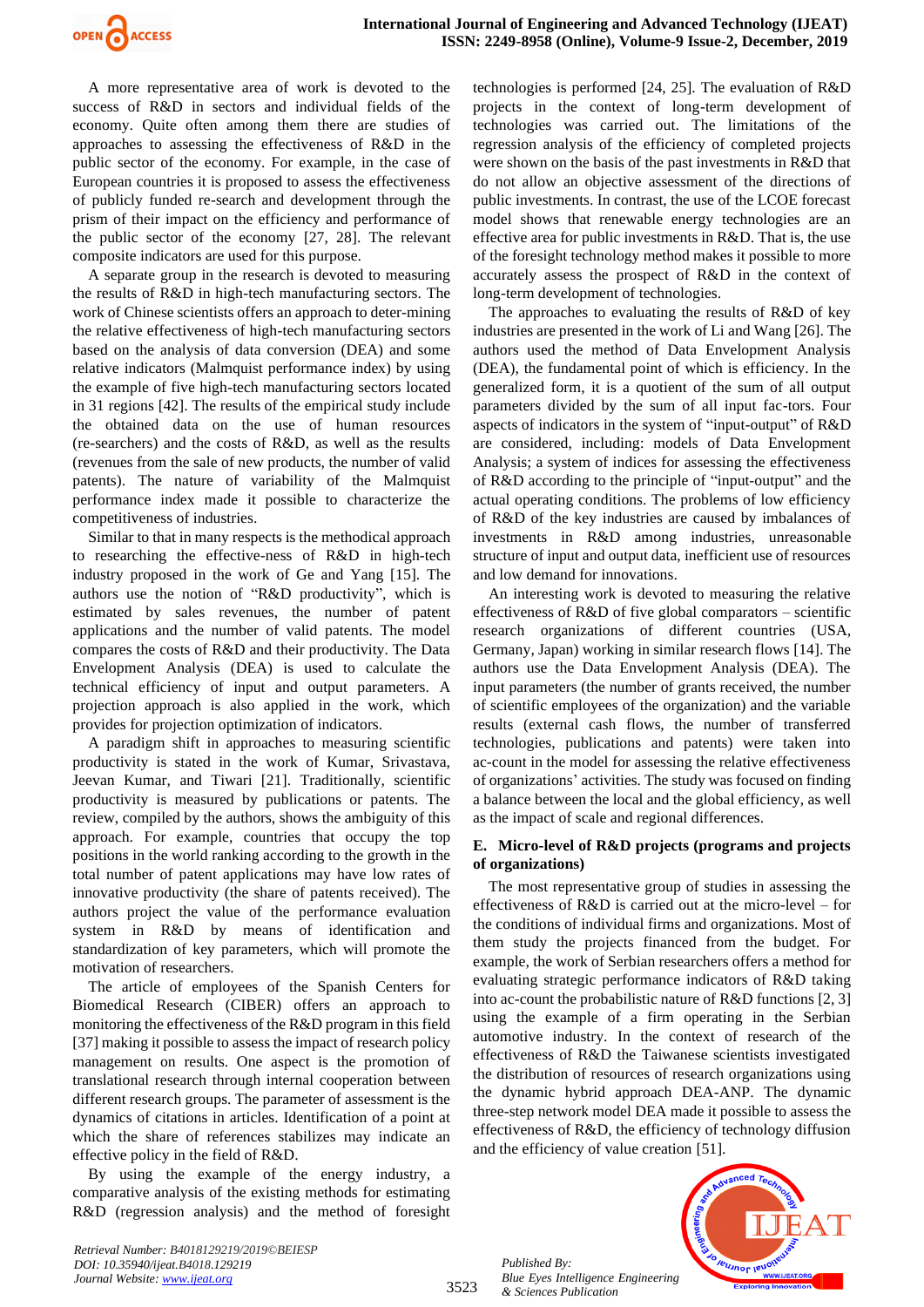A more representative area of work is devoted to the success of R&D in sectors and individual fields of the economy. Quite often among them there are studies of approaches to assessing the effectiveness of R&D in the public sector of the economy. For example, in the case of European countries it is proposed to assess the effectiveness of publicly funded re-search and development through the prism of their impact on the efficiency and performance of the public sector of the economy [27, 28]. The relevant composite indicators are used for this purpose.

A separate group in the research is devoted to measuring the results of R&D in high-tech manufacturing sectors. The work of Chinese scientists offers an approach to deter-mining the relative effectiveness of high-tech manufacturing sectors based on the analysis of data conversion (DEA) and some relative indicators (Malmquist performance index) by using the example of five high-tech manufacturing sectors located in 31 regions [42]. The results of the empirical study include the obtained data on the use of human resources (re-searchers) and the costs of R&D, as well as the results (revenues from the sale of new products, the number of valid patents). The nature of variability of the Malmquist performance index made it possible to characterize the competitiveness of industries.

Similar to that in many respects is the methodical approach to researching the effective-ness of R&D in high-tech industry proposed in the work of Ge and Yang [15]. The authors use the notion of "R&D productivity", which is estimated by sales revenues, the number of patent applications and the number of valid patents. The model compares the costs of R&D and their productivity. The Data Envelopment Analysis (DEA) is used to calculate the technical efficiency of input and output parameters. A projection approach is also applied in the work, which provides for projection optimization of indicators.

A paradigm shift in approaches to measuring scientific productivity is stated in the work of Kumar, Srivastava, Jeevan Kumar, and Tiwari [21]. Traditionally, scientific productivity is measured by publications or patents. The review, compiled by the authors, shows the ambiguity of this approach. For example, countries that occupy the top positions in the world ranking according to the growth in the total number of patent applications may have low rates of innovative productivity (the share of patents received). The authors project the value of the performance evaluation system in R&D by means of identification and standardization of key parameters, which will promote the motivation of researchers.

The article of employees of the Spanish Centers for Biomedical Research (CIBER) offers an approach to monitoring the effectiveness of the R&D program in this field [37] making it possible to assess the impact of research policy management on results. One aspect is the promotion of translational research through internal cooperation between different research groups. The parameter of assessment is the dynamics of citations in articles. Identification of a point at which the share of references stabilizes may indicate an effective policy in the field of R&D.

By using the example of the energy industry, a comparative analysis of the existing methods for estimating R&D (regression analysis) and the method of foresight technologies is performed [24, 25]. The evaluation of R&D projects in the context of long-term development of technologies was carried out. The limitations of the regression analysis of the efficiency of completed projects were shown on the basis of the past investments in R&D that do not allow an objective assessment of the directions of public investments. In contrast, the use of the LCOE forecast model shows that renewable energy technologies are an effective area for public investments in R&D. That is, the use of the foresight technology method makes it possible to more accurately assess the prospect of R&D in the context of long-term development of technologies.

The approaches to evaluating the results of R&D of key industries are presented in the work of Li and Wang [26]. The authors used the method of Data Envelopment Analysis (DEA), the fundamental point of which is efficiency. In the generalized form, it is a quotient of the sum of all output parameters divided by the sum of all input fac-tors. Four aspects of indicators in the system of "input-output" of R&D are considered, including: models of Data Envelopment Analysis; a system of indices for assessing the effectiveness of R&D according to the principle of "input-output" and the actual operating conditions. The problems of low efficiency of R&D of the key industries are caused by imbalances of investments in R&D among industries, unreasonable structure of input and output data, inefficient use of resources and low demand for innovations.

An interesting work is devoted to measuring the relative effectiveness of R&D of five global comparators – scientific research organizations of different countries (USA, Germany, Japan) working in similar research flows [14]. The authors use the Data Envelopment Analysis (DEA). The input parameters (the number of grants received, the number of scientific employees of the organization) and the variable results (external cash flows, the number of transferred technologies, publications and patents) were taken into ac-count in the model for assessing the relative effectiveness of organizations' activities. The study was focused on finding a balance between the local and the global efficiency, as well as the impact of scale and regional differences.

## E. Micro-level of R&D projects (programs and projects of organizations)

The most representative group of studies in assessing the effectiveness of R&D is carried out at the micro-level – for the conditions of individual firms and organizations. Most of them study the projects financed from the budget. For example, the work of Serbian researchers offers a method for evaluating strategic performance indicators of R&D taking into ac-count the probabilistic nature of R&D functions [2, 3] using the example of a firm operating in the Serbian automotive industry. In the context of research of the effectiveness of R&D the Taiwanese scientists investigated the distribution of resources of research organizations using the dynamic hybrid approach DEA-ANP. The dynamic three-step network model DEA made it possible to assess the effectiveness of R&D, the efficiency of technology diffusion and the efficiency of value creation [51].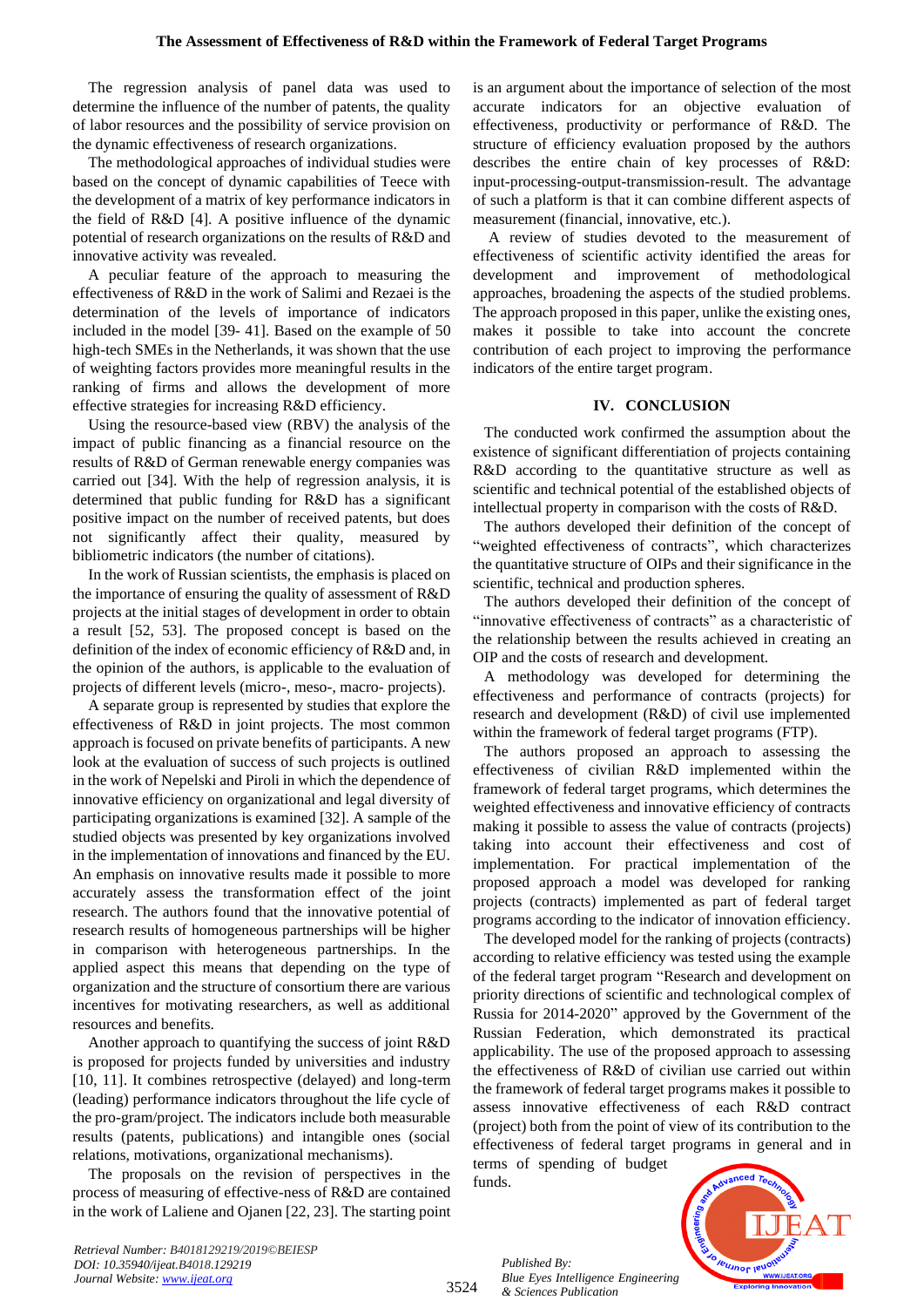The regression analysis of panel data was used to determine the influence of the number of patents, the quality of labor resources and the possibility of service provision on the dynamic effectiveness of research organizations.

The methodological approaches of individual studies were based on the concept of dynamic capabilities of Teece with the development of a matrix of key performance indicators in the field of R&D [4]. A positive influence of the dynamic potential of research organizations on the results of R&D and innovative activity was revealed.

A peculiar feature of the approach to measuring the effectiveness of R&D in the work of Salimi and Rezaei is the determination of the levels of importance of indicators included in the model [39- 41]. Based on the example of 50 high-tech SMEs in the Netherlands, it was shown that the use of weighting factors provides more meaningful results in the ranking of firms and allows the development of more effective strategies for increasing R&D efficiency.

Using the resource-based view (RBV) the analysis of the impact of public financing as a financial resource on the results of R&D of German renewable energy companies was carried out [34]. With the help of regression analysis, it is determined that public funding for R&D has a significant positive impact on the number of received patents, but does not significantly affect their quality, measured by bibliometric indicators (the number of citations).

In the work of Russian scientists, the emphasis is placed on the importance of ensuring the quality of assessment of R&D projects at the initial stages of development in order to obtain a result [52, 53]. The proposed concept is based on the definition of the index of economic efficiency of R&D and, in the opinion of the authors, is applicable to the evaluation of projects of different levels (micro-, meso-, macro- projects).

A separate group is represented by studies that explore the effectiveness of R&D in joint projects. The most common approach is focused on private benefits of participants. A new look at the evaluation of success of such projects is outlined in the work of Nepelski and Piroli in which the dependence of innovative efficiency on organizational and legal diversity of participating organizations is examined [32]. A sample of the studied objects was presented by key organizations involved in the implementation of innovations and financed by the EU. An emphasis on innovative results made it possible to more accurately assess the transformation effect of the joint research. The authors found that the innovative potential of research results of homogeneous partnerships will be higher in comparison with heterogeneous partnerships. In the applied aspect this means that depending on the type of organization and the structure of consortium there are various incentives for motivating researchers, as well as additional resources and benefits.

Another approach to quantifying the success of joint R&D is proposed for projects funded by universities and industry [10, 11]. It combines retrospective (delayed) and long-term (leading) performance indicators throughout the life cycle of the pro-gram/project. The indicators include both measurable results (patents, publications) and intangible ones (social relations, motivations, organizational mechanisms).

The proposals on the revision of perspectives in the process of measuring of effective-ness of R&D are contained in the work of Laliene and Ojanen [22, 23]. The starting point is an argument about the importance of selection of the most accurate indicators for an objective evaluation of effectiveness, productivity or performance of R&D. The structure of efficiency evaluation proposed by the authors describes the entire chain of key processes of R&D: input-processing-output-transmission-result. The advantage of such a platform is that it can combine different aspects of measurement (financial, innovative, etc.).

A review of studies devoted to the measurement of effectiveness of scientific activity identified the areas for development and improvement of methodological approaches, broadening the aspects of the studied problems. The approach proposed in this paper, unlike the existing ones, makes it possible to take into account the concrete contribution of each project to improving the performance indicators of the entire target program.

## IV. CONCLUSION

The conducted work confirmed the assumption about the existence of significant differentiation of projects containing R&D according to the quantitative structure as well as scientific and technical potential of the established objects of intellectual property in comparison with the costs of R&D.

The authors developed their definition of the concept of "weighted effectiveness of contracts", which characterizes the quantitative structure of OIPs and their significance in the scientific, technical and production spheres.

The authors developed their definition of the concept of "innovative effectiveness of contracts" as a characteristic of the relationship between the results achieved in creating an OIP and the costs of research and development.

A methodology was developed for determining the effectiveness and performance of contracts (projects) for research and development (R&D) of civil use implemented within the framework of federal target programs (FTP).

The authors proposed an approach to assessing the effectiveness of civilian R&D implemented within the framework of federal target programs, which determines the weighted effectiveness and innovative efficiency of contracts making it possible to assess the value of contracts (projects) taking into account their effectiveness and cost of implementation. For practical implementation of the proposed approach a model was developed for ranking projects (contracts) implemented as part of federal target programs according to the indicator of innovation efficiency.

The developed model for the ranking of projects (contracts) according to relative efficiency was tested using the example of the federal target program "Research and development on priority directions of scientific and technological complex of Russia for 2014-2020" approved by the Government of the Russian Federation, which demonstrated its practical applicability. The use of the proposed approach to assessing the effectiveness of R&D of civilian use carried out within the framework of federal target programs makes it possible to assess innovative effectiveness of each R&D contract (project) both from the point of view of its contribution to the effectiveness of federal target programs in general and in terms of spending of budget funds.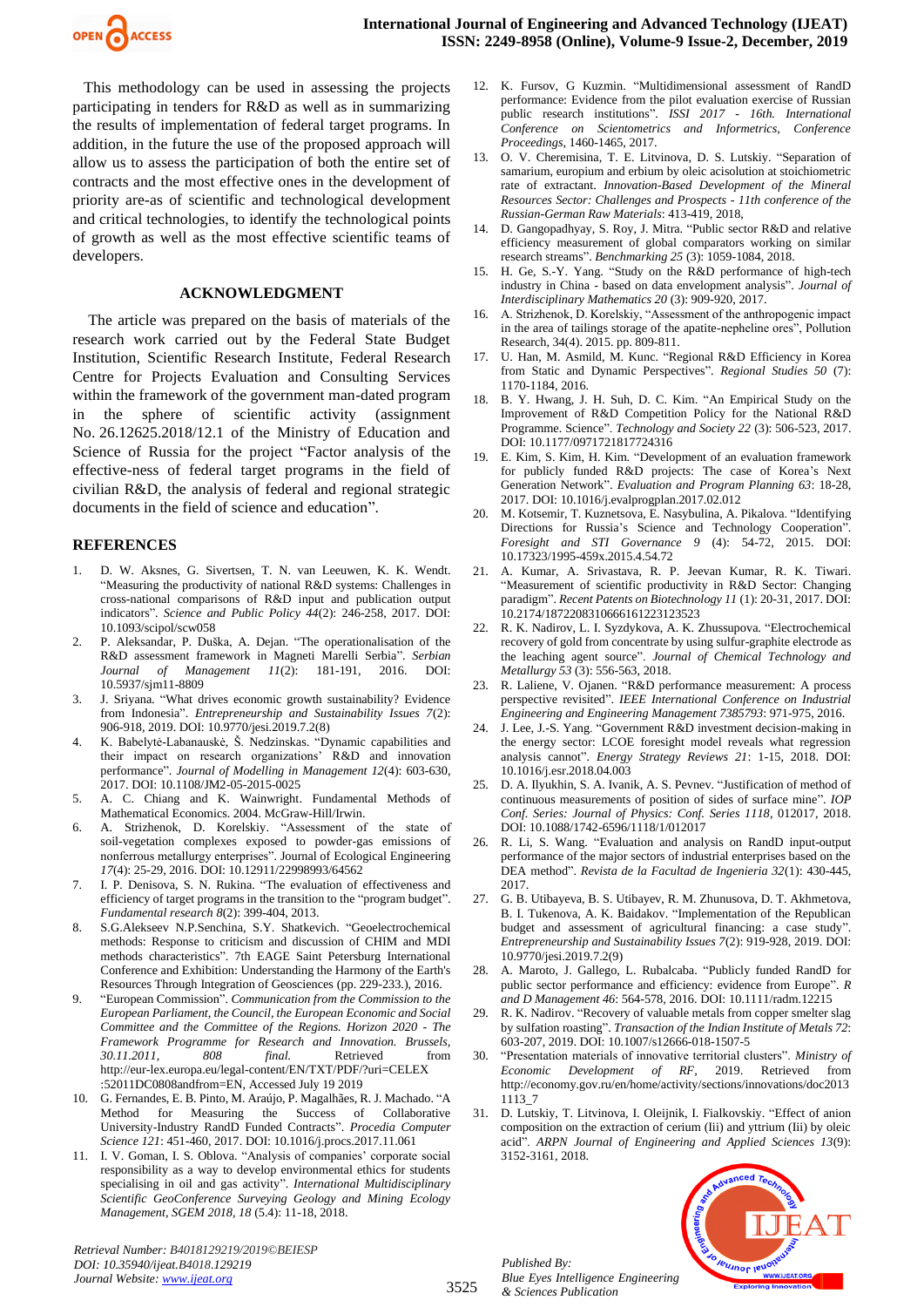This methodology can be used in assessing the projects participating in tenders for R&D as well as in summarizing the results of implementation of federal target programs. In addition, in the future the use of the proposed approach will allow us to assess the participation of both the entire set of contracts and the most effective ones in the development of priority are-as of scientific and technological development and critical technologies, to identify the technological points of growth as well as the most effective scientific teams of developers.

## ACKNOWLEDGMENT

The article was prepared on the basis of materials of the research work carried out by the Federal State Budget Institution, Scientific Research Institute, Federal Research Centre for Projects Evaluation and Consulting Services within the framework of the government man-dated program in the sphere of scientific activity (assignment No. 26.12625.2018/12.1 of the Ministry of Education and Science of Russia for the project "Factor analysis of the effective-ness of federal target programs in the field of civilian R&D, the analysis of federal and regional strategic documents in the field of science and education".

## REFERENCES

1. D. W. Aksnes, G. Sivertsen, T. N. van Leeuwen, K. K. Wendt. "Measuring the productivity of national R&D systems: Challenges in cross-national comparisons of R&D input and publication output indicators". *Science and Public Policy 44*(2): 246-258, 2017. DOI: 10.1093/scipol/scw058
2. P. Aleksandar, P. Duška, A. Dejan. "The operationalisation of the R&D assessment framework in Magneti Marelli Serbia". *Serbian Journal of Management 11*(2): 181-191, 2016. DOI: 10.5937/sjm11-8809
3. J. Sriyana. "What drives economic growth sustainability? Evidence from Indonesia". *Entrepreneurship and Sustainability Issues 7*(2): 906-918, 2019. DOI: 10.9770/jesi.2019.7.2(8)
4. K. Babelytė-Labanauskė, Š. Nedzinskas. "Dynamic capabilities and their impact on research organizations' R&D and innovation performance". *Journal of Modelling in Management 12*(4): 603-630, 2017. DOI: 10.1108/JM2-05-2015-0025
5. A. C. Chiang and K. Wainwright. Fundamental Methods of Mathematical Economics. 2004. McGraw-Hill/Irwin.
6. A. Strizhenok, D. Korelskiy. "Assessment of the state of soil-vegetation complexes exposed to powder-gas emissions of nonferrous metallurgy enterprises". Journal of Ecological Engineering *17*(4): 25-29, 2016. DOI: 10.12911/22998993/64562
7. I. P. Denisova, S. N. Rukina. "The evaluation of effectiveness and efficiency of target programs in the transition to the "program budget". *Fundamental research 8*(2): 399-404, 2013.
8. S.G.Alekseev N.P.Senchina, S.Y. Shatkevich. "Geoelectrochemical methods: Response to criticism and discussion of CHIM and MDI methods characteristics". 7th EAGE Saint Petersburg International Conference and Exhibition: Understanding the Harmony of the Earth's Resources Through Integration of Geosciences (pp. 229-233.), 2016.
9. "European Commission". *Communication from the Commission to the European Parliament, the Council, the European Economic and Social Committee and the Committee of the Regions. Horizon 2020 - The Framework Programme for Research and Innovation. Brussels, 30.11.2011, 808 final.* Retrieved from http://eur-lex.europa.eu/legal-content/EN/TXT/PDF/?uri=CELEX:52011DC0808andfrom=EN, Accessed July 19 2019
10. G. Fernandes, E. B. Pinto, M. Araújo, P. Magalhães, R. J. Machado. "A Method for Measuring the Success of Collaborative University-Industry RandD Funded Contracts". *Procedia Computer Science 121*: 451-460, 2017. DOI: 10.1016/j.procs.2017.11.061
11. I. V. Goman, I. S. Oblova. "Analysis of companies' corporate social responsibility as a way to develop environmental ethics for students specialising in oil and gas activity". *International Multidisciplinary Scientific GeoConference Surveying Geology and Mining Ecology Management, SGEM 2018, 18* (5.4): 11-18, 2018.
12. K. Fursov, G Kuzmin. "Multidimensional assessment of RandD performance: Evidence from the pilot evaluation exercise of Russian public research institutions". *ISSI 2017 - 16th. International Conference on Scientometrics and Informetrics, Conference Proceedings*, 1460-1465, 2017.
13. O. V. Cheremisina, T. E. Litvinova, D. S. Lutskiy. "Separation of samarium, europium and erbium by oleic acisolution at stoichiometric rate of extractant. *Innovation-Based Development of the Mineral Resources Sector: Challenges and Prospects - 11th conference of the Russian-German Raw Materials*: 413-419, 2018,
14. D. Gangopadhyay, S. Roy, J. Mitra. "Public sector R&D and relative efficiency measurement of global comparators working on similar research streams". *Benchmarking 25* (3): 1059-1084, 2018.
15. H. Ge, S.-Y. Yang. "Study on the R&D performance of high-tech industry in China - based on data envelopment analysis". *Journal of Interdisciplinary Mathematics 20* (3): 909-920, 2017.
16. A. Strizhenok, D. Korelskiy, "Assessment of the anthropogenic impact in the area of tailings storage of the apatite-nepheline ores", Pollution Research, 34(4). 2015. pp. 809-811.
17. U. Han, M. Asmild, M. Kunc. "Regional R&D Efficiency in Korea from Static and Dynamic Perspectives". *Regional Studies 50* (7): 1170-1184, 2016.
18. B. Y. Hwang, J. H. Suh, D. C. Kim. "An Empirical Study on the Improvement of R&D Competition Policy for the National R&D Programme. Science". *Technology and Society 22* (3): 506-523, 2017. DOI: 10.1177/0971721817724316
19. E. Kim, S. Kim, H. Kim. "Development of an evaluation framework for publicly funded R&D projects: The case of Korea's Next Generation Network". *Evaluation and Program Planning 63*: 18-28, 2017. DOI: 10.1016/j.evalprogplan.2017.02.012
20. M. Kotsemir, T. Kuznetsova, E. Nasybulina, A. Pikalova. "Identifying Directions for Russia's Science and Technology Cooperation". *Foresight and STI Governance 9* (4): 54-72, 2015. DOI: 10.17323/1995-459x.2015.4.54.72
21. A. Kumar, A. Srivastava, R. P. Jeevan Kumar, R. K. Tiwari. "Measurement of scientific productivity in R&D Sector: Changing paradigm". *Recent Patents on Biotechnology 11* (1): 20-31, 2017. DOI: 10.2174/1872208310666161223123523
22. R. K. Nadirov, L. I. Syzdykova, A. K. Zhussupova. "Electrochemical recovery of gold from concentrate by using sulfur-graphite electrode as the leaching agent source". *Journal of Chemical Technology and Metallurgy 53* (3): 556-563, 2018.
23. R. Laliene, V. Ojanen. "R&D performance measurement: A process perspective revisited". *IEEE International Conference on Industrial Engineering and Engineering Management 7385793*: 971-975, 2016.
24. J. Lee, J.-S. Yang. "Government R&D investment decision-making in the energy sector: LCOE foresight model reveals what regression analysis cannot". *Energy Strategy Reviews 21*: 1-15, 2018. DOI: 10.1016/j.esr.2018.04.003
25. D. A. Ilyukhin, S. A. Ivanik, A. S. Pevnev. "Justification of method of continuous measurements of position of sides of surface mine". *IOP Conf. Series: Journal of Physics: Conf. Series 1118*, 012017, 2018. DOI: 10.1088/1742-6596/1118/1/012017
26. R. Li, S. Wang. "Evaluation and analysis on RandD input-output performance of the major sectors of industrial enterprises based on the DEA method". *Revista de la Facultad de Ingenieria 32*(1): 430-445, 2017.
27. G. B. Utibayeva, B. S. Utibayev, R. M. Zhunusova, D. T. Akhmetova, B. I. Tukenova, A. K. Baidakov. "Implementation of the Republican budget and assessment of agricultural financing: a case study". *Entrepreneurship and Sustainability Issues 7*(2): 919-928, 2019. DOI: 10.9770/jesi.2019.7.2(9)
28. A. Maroto, J. Gallego, L. Rubalcaba. "Publicly funded RandD for public sector performance and efficiency: evidence from Europe". *R and D Management 46*: 564-578, 2016. DOI: 10.1111/radm.12215
29. R. K. Nadirov. "Recovery of valuable metals from copper smelter slag by sulfation roasting". *Transaction of the Indian Institute of Metals 72*: 603-207, 2019. DOI: 10.1007/s12666-018-1507-5
30. "Presentation materials of innovative territorial clusters". *Ministry of Economic Development of RF*, 2019. Retrieved from http://economy.gov.ru/en/home/activity/sections/innovations/doc20131113_7
31. D. Lutskiy, T. Litvinova, I. Oleijnik, I. Fialkovskiy. "Effect of anion composition on the extraction of cerium (Iii) and yttrium (Iii) by oleic acid". *ARPN Journal of Engineering and Applied Sciences 13*(9): 3152-3161, 2018.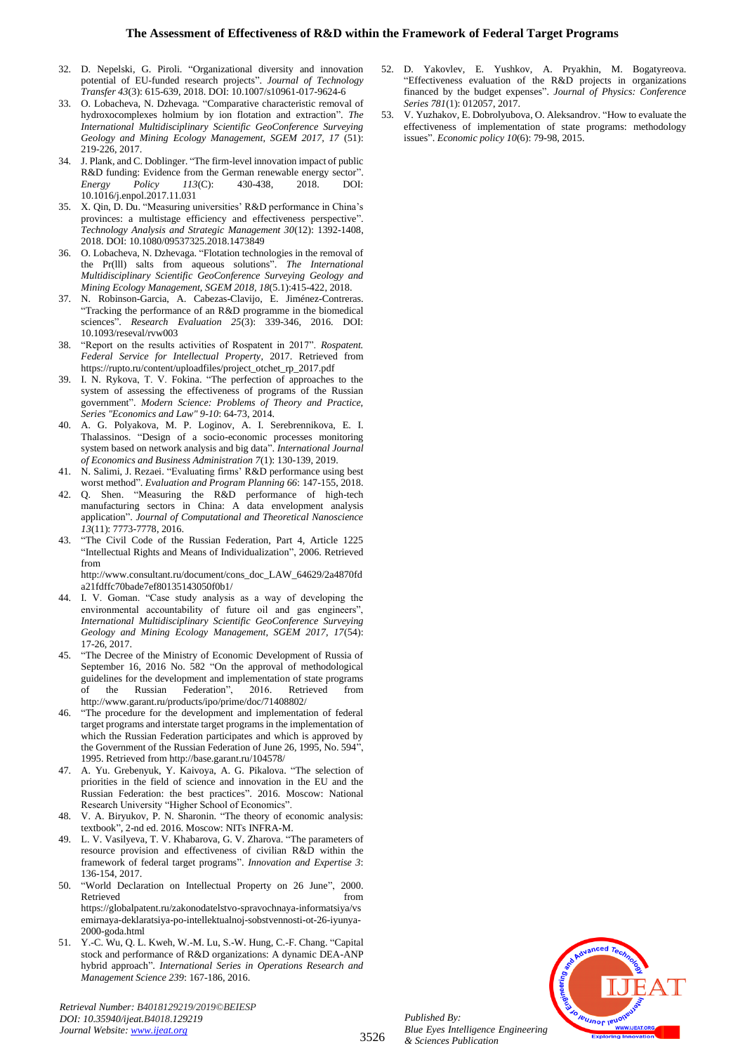32. D. Nepelski, G. Piroli. "Organizational diversity and innovation potential of EU-funded research projects". *Journal of Technology Transfer 43*(3): 615-639, 2018. DOI: 10.1007/s10961-017-9624-6
33. O. Lobacheva, N. Dzhevaga. "Comparative characteristic removal of hydroxocomplexes holmium by ion flotation and extraction". *The International Multidisciplinary Scientific GeoConference Surveying Geology and Mining Ecology Management, SGEM 2017, 17* (51): 219-226, 2017.
34. J. Plank, and C. Doblinger. "The firm-level innovation impact of public R&D funding: Evidence from the German renewable energy sector". *Energy Policy 113*(C): 430-438, 2018. DOI: 10.1016/j.enpol.2017.11.031
35. X. Qin, D. Du. "Measuring universities' R&D performance in China's provinces: a multistage efficiency and effectiveness perspective". *Technology Analysis and Strategic Management 30*(12): 1392-1408, 2018. DOI: 10.1080/09537325.2018.1473849
36. O. Lobacheva, N. Dzhevaga. "Flotation technologies in the removal of the Pr(lll) salts from aqueous solutions". *The International Multidisciplinary Scientific GeoConference Surveying Geology and Mining Ecology Management, SGEM 2018, 18*(5.1):415-422, 2018.
37. N. Robinson-Garcia, A. Cabezas-Clavijo, E. Jiménez-Contreras. "Tracking the performance of an R&D programme in the biomedical sciences". *Research Evaluation 25*(3): 339-346, 2016. DOI: 10.1093/reseval/rvw003
38. "Report on the results activities of Rospatent in 2017". *Rospatent. Federal Service for Intellectual Property*, 2017. Retrieved from https://rupto.ru/content/uploadfiles/project_otchet_rp_2017.pdf
39. I. N. Rykova, T. V. Fokina. "The perfection of approaches to the system of assessing the effectiveness of programs of the Russian government". *Modern Science: Problems of Theory and Practice, Series "Economics and Law" 9-10*: 64-73, 2014.
40. A. G. Polyakova, M. P. Loginov, A. I. Serebrennikova, E. I. Thalassinos. "Design of a socio-economic processes monitoring system based on network analysis and big data". *International Journal of Economics and Business Administration 7*(1): 130-139, 2019.
41. N. Salimi, J. Rezaei. "Evaluating firms' R&D performance using best worst method". *Evaluation and Program Planning 66*: 147-155, 2018.
42. Q. Shen. "Measuring the R&D performance of high-tech manufacturing sectors in China: A data envelopment analysis application". *Journal of Computational and Theoretical Nanoscience 13*(11): 7773-7778, 2016.
43. "The Civil Code of the Russian Federation, Part 4, Article 1225 "Intellectual Rights and Means of Individualization", 2006. Retrieved from http://www.consultant.ru/document/cons_doc_LAW_64629/2a4870fda21fdffc70bade7ef80135143050f0b1/
44. I. V. Goman. "Case study analysis as a way of developing the environmental accountability of future oil and gas engineers", *International Multidisciplinary Scientific GeoConference Surveying Geology and Mining Ecology Management, SGEM 2017, 17*(54): 17-26, 2017.
45. "The Decree of the Ministry of Economic Development of Russia of September 16, 2016 No. 582 "On the approval of methodological guidelines for the development and implementation of state programs of the Russian Federation", 2016. Retrieved from http://www.garant.ru/products/ipo/prime/doc/71408802/
46. "The procedure for the development and implementation of federal target programs and interstate target programs in the implementation of which the Russian Federation participates and which is approved by the Government of the Russian Federation of June 26, 1995, No. 594", 1995. Retrieved from http://base.garant.ru/104578/
47. A. Yu. Grebenyuk, Y. Kaivoya, A. G. Pikalova. "The selection of priorities in the field of science and innovation in the EU and the Russian Federation: the best practices". 2016. Moscow: National Research University "Higher School of Economics".
48. V. A. Biryukov, P. N. Sharonin. "The theory of economic analysis: textbook", 2-nd ed. 2016. Moscow: NITs INFRA-M.
49. L. V. Vasilyeva, T. V. Khabarova, G. V. Zharova. "The parameters of resource provision and effectiveness of civilian R&D within the framework of federal target programs". *Innovation and Expertise 3*: 136-154, 2017.
50. "World Declaration on Intellectual Property on 26 June", 2000. Retrieved from https://globalpatent.ru/zakonodatelstvo-spravochnaya-informatsiya/vsemirnaya-deklaratsiya-po-intellektualnoj-sobstvennosti-ot-26-iyunya-2000-goda.html
51. Y.-C. Wu, Q. L. Kweh, W.-M. Lu, S.-W. Hung, C.-F. Chang. "Capital stock and performance of R&D organizations: A dynamic DEA-ANP hybrid approach". *International Series in Operations Research and Management Science 239*: 167-186, 2016.
52. D. Yakovlev, E. Yushkov, A. Pryakhin, M. Bogatyreova. "Effectiveness evaluation of the R&D projects in organizations financed by the budget expenses". *Journal of Physics: Conference Series 781*(1): 012057, 2017.
53. V. Yuzhakov, E. Dobrolyubova, O. Aleksandrov. "How to evaluate the effectiveness of implementation of state programs: methodology issues". *Economic policy 10*(6): 79-98, 2015.